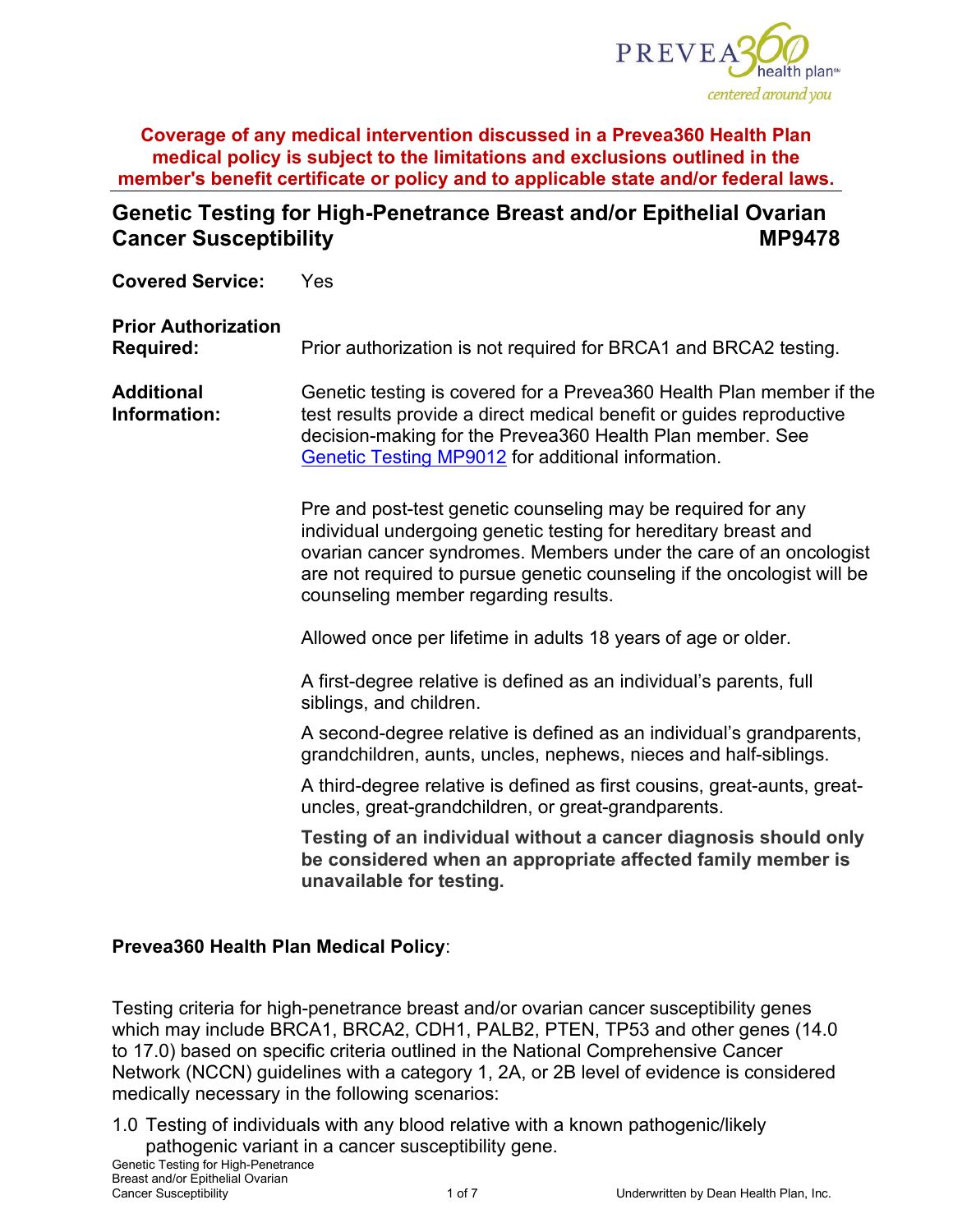**Coverage of any medical intervention discussed in a Prevea360 Health Plan medical policy is subject to the limitations and exclusions outlined in the member's benefit certificate or policy and to applicable state and/or federal laws.**

# Genetic Testing for High-Penetrance Breast and/or Epithelial Ovarian Cancer Susceptibility MP9478

**Covered Service:** Yes

**Prior Authorization Required:** Prior authorization is not required for BRCA1 and BRCA2 testing.

**Additional Information:** Genetic testing is covered for a Prevea360 Health Plan member if the test results provide a direct medical benefit or guides reproductive decision-making for the Prevea360 Health Plan member. See [Genetic Testing MP9012](Genetic Testing MP9012) for additional information.

Pre and post-test genetic counseling may be required for any individual undergoing genetic testing for hereditary breast and ovarian cancer syndromes. Members under the care of an oncologist are not required to pursue genetic counseling if the oncologist will be counseling member regarding results.

Allowed once per lifetime in adults 18 years of age or older.

A first-degree relative is defined as an individual's parents, full siblings, and children.

A second-degree relative is defined as an individual's grandparents, grandchildren, aunts, uncles, nephews, nieces and half-siblings.

A third-degree relative is defined as first cousins, great-aunts, great-uncles, great-grandchildren, or great-grandparents.

**Testing of an individual without a cancer diagnosis should only be considered when an appropriate affected family member is unavailable for testing.**

**Prevea360 Health Plan Medical Policy**:

Testing criteria for high-penetrance breast and/or ovarian cancer susceptibility genes which may include BRCA1, BRCA2, CDH1, PALB2, PTEN, TP53 and other genes (14.0 to 17.0) based on specific criteria outlined in the National Comprehensive Cancer Network (NCCN) guidelines with a category 1, 2A, or 2B level of evidence is considered medically necessary in the following scenarios:

1.0 Testing of individuals with any blood relative with a known pathogenic/likely pathogenic variant in a cancer susceptibility gene.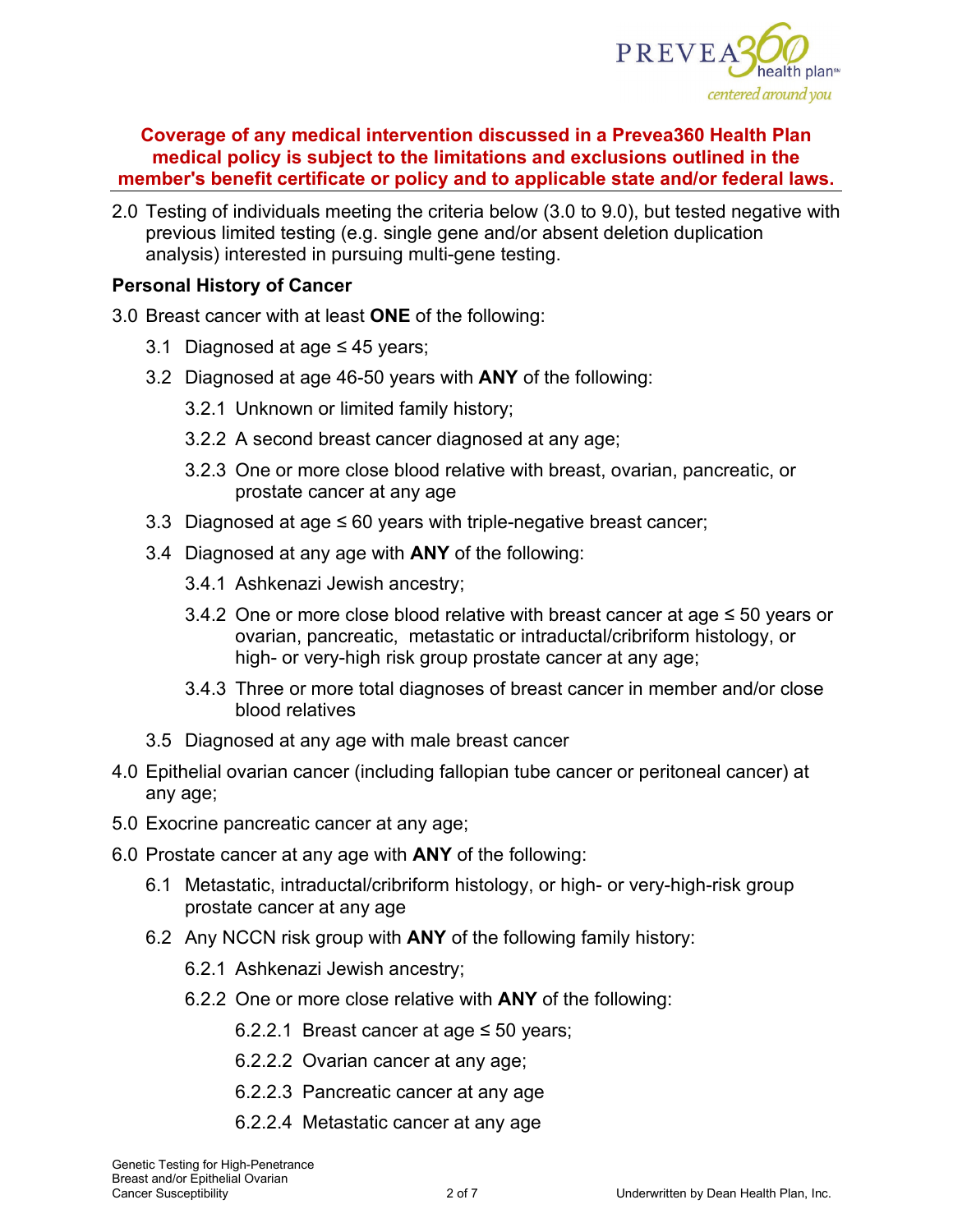**Coverage of any medical intervention discussed in a Prevea360 Health Plan medical policy is subject to the limitations and exclusions outlined in the member's benefit certificate or policy and to applicable state and/or federal laws.**

2.0 Testing of individuals meeting the criteria below (3.0 to 9.0), but tested negative with previous limited testing (e.g. single gene and/or absent deletion duplication analysis) interested in pursuing multi-gene testing.

**Personal History of Cancer**

3.0 Breast cancer with at least **ONE** of the following:

- 3.1 Diagnosed at age ≤ 45 years;
- 3.2 Diagnosed at age 46-50 years with **ANY** of the following:
  - 3.2.1 Unknown or limited family history;
  - 3.2.2 A second breast cancer diagnosed at any age;
  - 3.2.3 One or more close blood relative with breast, ovarian, pancreatic, or prostate cancer at any age
- 3.3 Diagnosed at age ≤ 60 years with triple-negative breast cancer;
- 3.4 Diagnosed at any age with **ANY** of the following:
  - 3.4.1 Ashkenazi Jewish ancestry;
  - 3.4.2 One or more close blood relative with breast cancer at age ≤ 50 years or ovarian, pancreatic, metastatic or intraductal/cribriform histology, or high- or very-high risk group prostate cancer at any age;
  - 3.4.3 Three or more total diagnoses of breast cancer in member and/or close blood relatives
- 3.5 Diagnosed at any age with male breast cancer

4.0 Epithelial ovarian cancer (including fallopian tube cancer or peritoneal cancer) at any age;

5.0 Exocrine pancreatic cancer at any age;

6.0 Prostate cancer at any age with **ANY** of the following:

- 6.1 Metastatic, intraductal/cribriform histology, or high- or very-high-risk group prostate cancer at any age
- 6.2 Any NCCN risk group with **ANY** of the following family history:
  - 6.2.1 Ashkenazi Jewish ancestry;
  - 6.2.2 One or more close relative with **ANY** of the following:
    - 6.2.2.1 Breast cancer at age ≤ 50 years;
    - 6.2.2.2 Ovarian cancer at any age;
    - 6.2.2.3 Pancreatic cancer at any age
    - 6.2.2.4 Metastatic cancer at any age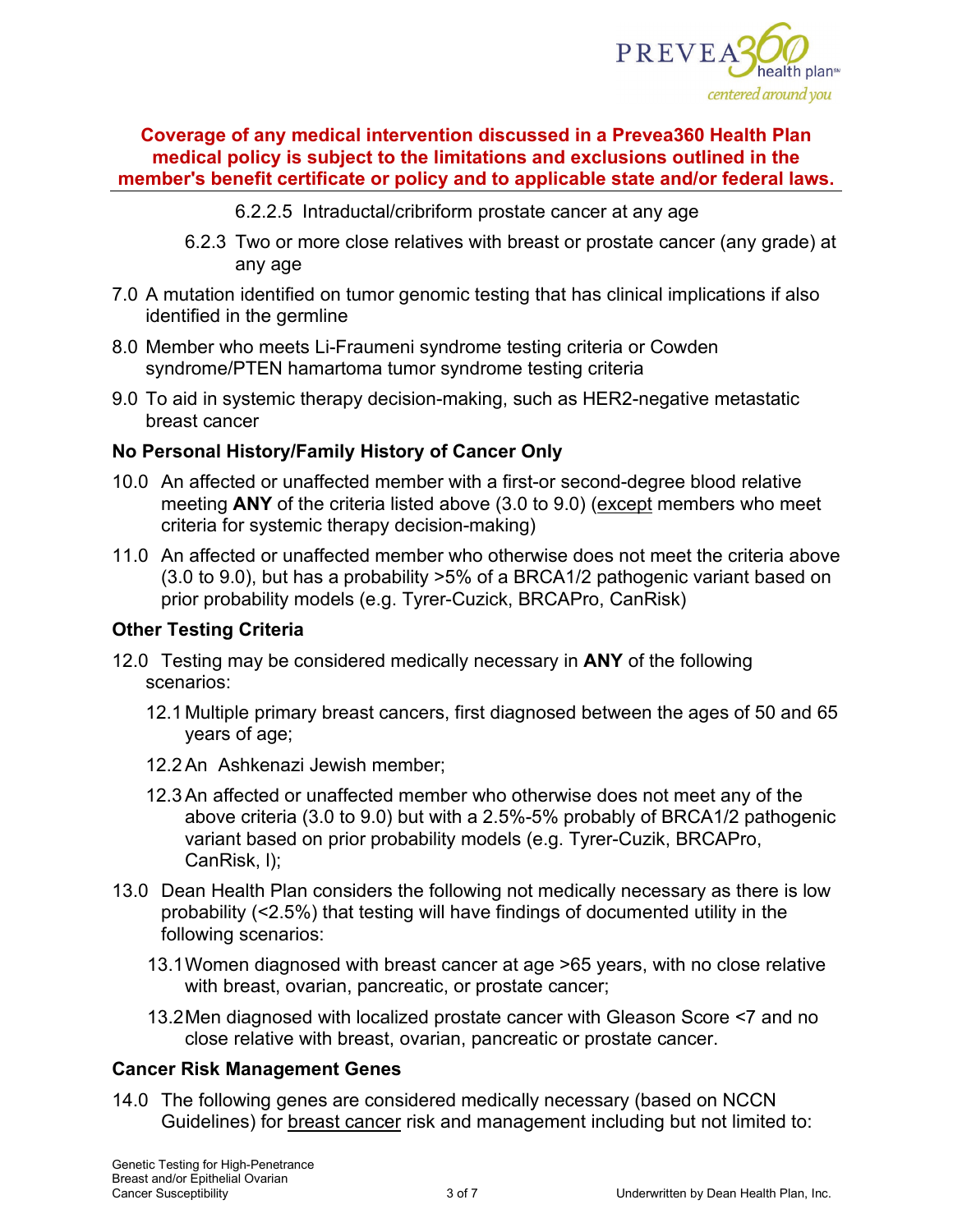**Coverage of any medical intervention discussed in a Prevea360 Health Plan medical policy is subject to the limitations and exclusions outlined in the member's benefit certificate or policy and to applicable state and/or federal laws.**

6.2.2.5 Intraductal/cribriform prostate cancer at any age

6.2.3 Two or more close relatives with breast or prostate cancer (any grade) at any age

7.0 A mutation identified on tumor genomic testing that has clinical implications if also identified in the germline

8.0 Member who meets Li-Fraumeni syndrome testing criteria or Cowden syndrome/PTEN hamartoma tumor syndrome testing criteria

9.0 To aid in systemic therapy decision-making, such as HER2-negative metastatic breast cancer

### No Personal History/Family History of Cancer Only

10.0 An affected or unaffected member with a first-or second-degree blood relative meeting **ANY** of the criteria listed above (3.0 to 9.0) (<u>except</u> members who meet criteria for systemic therapy decision-making)

11.0 An affected or unaffected member who otherwise does not meet the criteria above (3.0 to 9.0), but has a probability >5% of a BRCA1/2 pathogenic variant based on prior probability models (e.g. Tyrer-Cuzick, BRCAPro, CanRisk)

### Other Testing Criteria

12.0 Testing may be considered medically necessary in **ANY** of the following scenarios:

12.1 Multiple primary breast cancers, first diagnosed between the ages of 50 and 65 years of age;

12.2 An Ashkenazi Jewish member;

12.3 An affected or unaffected member who otherwise does not meet any of the above criteria (3.0 to 9.0) but with a 2.5%-5% probably of BRCA1/2 pathogenic variant based on prior probability models (e.g. Tyrer-Cuzik, BRCAPro, CanRisk, I);

13.0 Dean Health Plan considers the following not medically necessary as there is low probability (<2.5%) that testing will have findings of documented utility in the following scenarios:

13.1 Women diagnosed with breast cancer at age >65 years, with no close relative with breast, ovarian, pancreatic, or prostate cancer;

13.2 Men diagnosed with localized prostate cancer with Gleason Score <7 and no close relative with breast, ovarian, pancreatic or prostate cancer.

### Cancer Risk Management Genes

14.0 The following genes are considered medically necessary (based on NCCN Guidelines) for <u>breast cancer</u> risk and management including but not limited to: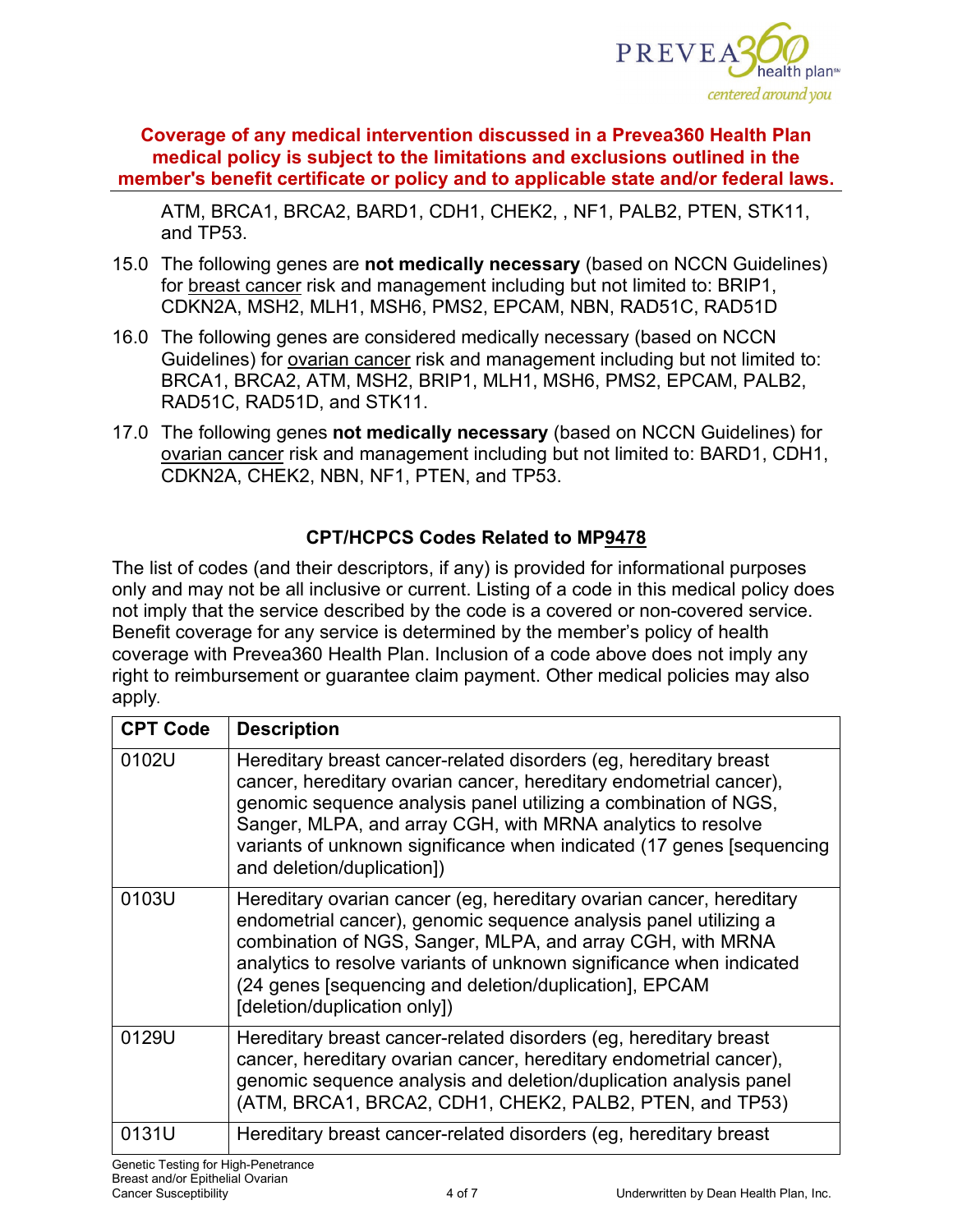ATM, BRCA1, BRCA2, BARD1, CDH1, CHEK2, , NF1, PALB2, PTEN, STK11, and TP53.

15.0 The following genes are **not medically necessary** (based on NCCN Guidelines) for breast cancer risk and management including but not limited to: BRIP1, CDKN2A, MSH2, MLH1, MSH6, PMS2, EPCAM, NBN, RAD51C, RAD51D

16.0 The following genes are considered medically necessary (based on NCCN Guidelines) for ovarian cancer risk and management including but not limited to: BRCA1, BRCA2, ATM, MSH2, BRIP1, MLH1, MSH6, PMS2, EPCAM, PALB2, RAD51C, RAD51D, and STK11.

17.0 The following genes **not medically necessary** (based on NCCN Guidelines) for ovarian cancer risk and management including but not limited to: BARD1, CDH1, CDKN2A, CHEK2, NBN, NF1, PTEN, and TP53.

### CPT/HCPCS Codes Related to MP9478

The list of codes (and their descriptors, if any) is provided for informational purposes only and may not be all inclusive or current. Listing of a code in this medical policy does not imply that the service described by the code is a covered or non-covered service. Benefit coverage for any service is determined by the member's policy of health coverage with Prevea360 Health Plan. Inclusion of a code above does not imply any right to reimbursement or guarantee claim payment. Other medical policies may also apply.

| CPT Code | Description |
|---|---|
| 0102U | Hereditary breast cancer-related disorders (eg, hereditary breast cancer, hereditary ovarian cancer, hereditary endometrial cancer), genomic sequence analysis panel utilizing a combination of NGS, Sanger, MLPA, and array CGH, with MRNA analytics to resolve variants of unknown significance when indicated (17 genes [sequencing and deletion/duplication]) |
| 0103U | Hereditary ovarian cancer (eg, hereditary ovarian cancer, hereditary endometrial cancer), genomic sequence analysis panel utilizing a combination of NGS, Sanger, MLPA, and array CGH, with MRNA analytics to resolve variants of unknown significance when indicated (24 genes [sequencing and deletion/duplication], EPCAM [deletion/duplication only]) |
| 0129U | Hereditary breast cancer-related disorders (eg, hereditary breast cancer, hereditary ovarian cancer, hereditary endometrial cancer), genomic sequence analysis and deletion/duplication analysis panel (ATM, BRCA1, BRCA2, CDH1, CHEK2, PALB2, PTEN, and TP53) |
| 0131U | Hereditary breast cancer-related disorders (eg, hereditary breast |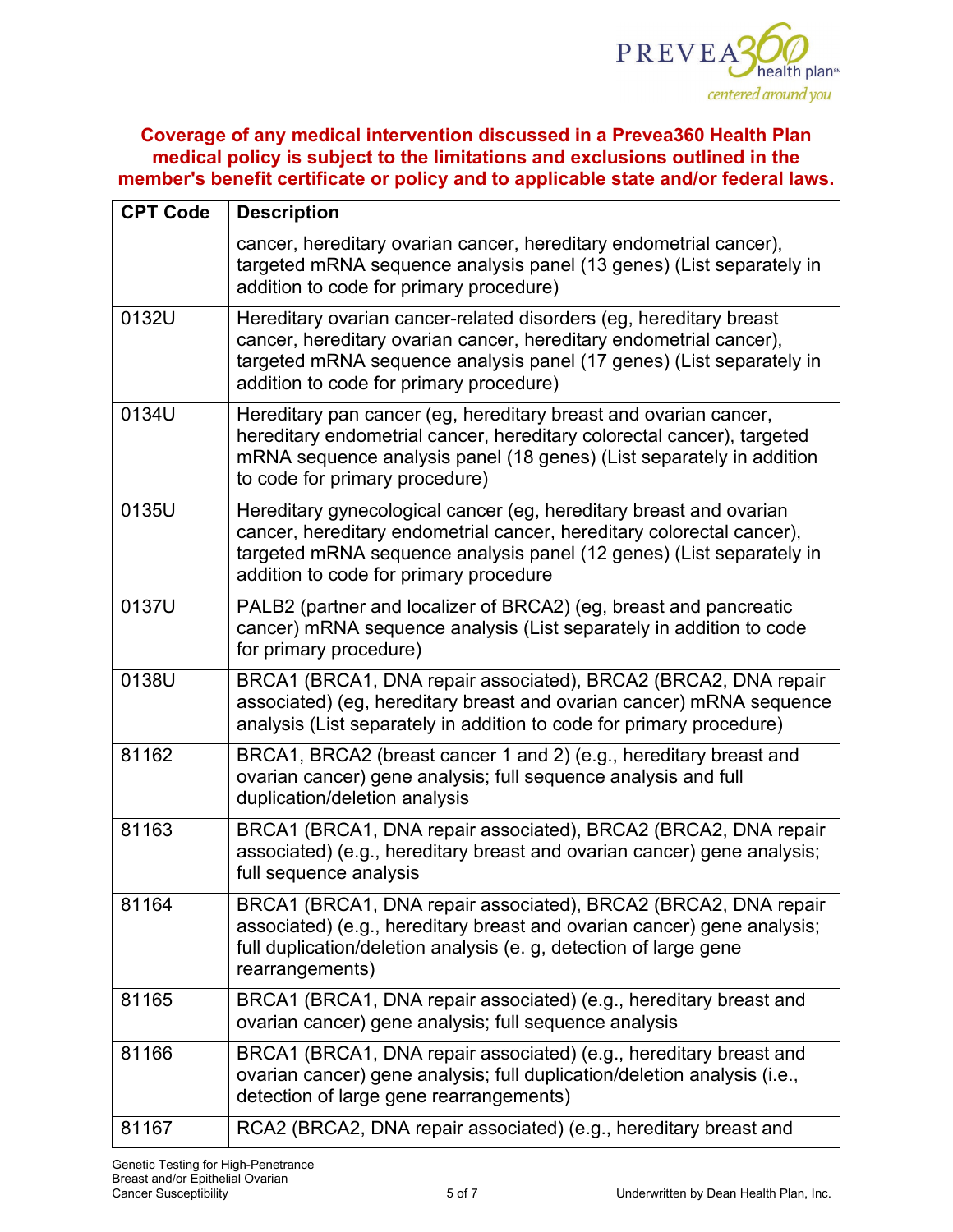**Coverage of any medical intervention discussed in a Prevea360 Health Plan medical policy is subject to the limitations and exclusions outlined in the member's benefit certificate or policy and to applicable state and/or federal laws.**

| CPT Code | Description |
|---|---|
| | cancer, hereditary ovarian cancer, hereditary endometrial cancer), targeted mRNA sequence analysis panel (13 genes) (List separately in addition to code for primary procedure) |
| 0132U | Hereditary ovarian cancer-related disorders (eg, hereditary breast cancer, hereditary ovarian cancer, hereditary endometrial cancer), targeted mRNA sequence analysis panel (17 genes) (List separately in addition to code for primary procedure) |
| 0134U | Hereditary pan cancer (eg, hereditary breast and ovarian cancer, hereditary endometrial cancer, hereditary colorectal cancer), targeted mRNA sequence analysis panel (18 genes) (List separately in addition to code for primary procedure) |
| 0135U | Hereditary gynecological cancer (eg, hereditary breast and ovarian cancer, hereditary endometrial cancer, hereditary colorectal cancer), targeted mRNA sequence analysis panel (12 genes) (List separately in addition to code for primary procedure |
| 0137U | PALB2 (partner and localizer of BRCA2) (eg, breast and pancreatic cancer) mRNA sequence analysis (List separately in addition to code for primary procedure) |
| 0138U | BRCA1 (BRCA1, DNA repair associated), BRCA2 (BRCA2, DNA repair associated) (eg, hereditary breast and ovarian cancer) mRNA sequence analysis (List separately in addition to code for primary procedure) |
| 81162 | BRCA1, BRCA2 (breast cancer 1 and 2) (e.g., hereditary breast and ovarian cancer) gene analysis; full sequence analysis and full duplication/deletion analysis |
| 81163 | BRCA1 (BRCA1, DNA repair associated), BRCA2 (BRCA2, DNA repair associated) (e.g., hereditary breast and ovarian cancer) gene analysis; full sequence analysis |
| 81164 | BRCA1 (BRCA1, DNA repair associated), BRCA2 (BRCA2, DNA repair associated) (e.g., hereditary breast and ovarian cancer) gene analysis; full duplication/deletion analysis (e. g, detection of large gene rearrangements) |
| 81165 | BRCA1 (BRCA1, DNA repair associated) (e.g., hereditary breast and ovarian cancer) gene analysis; full sequence analysis |
| 81166 | BRCA1 (BRCA1, DNA repair associated) (e.g., hereditary breast and ovarian cancer) gene analysis; full duplication/deletion analysis (i.e., detection of large gene rearrangements) |
| 81167 | RCA2 (BRCA2, DNA repair associated) (e.g., hereditary breast and |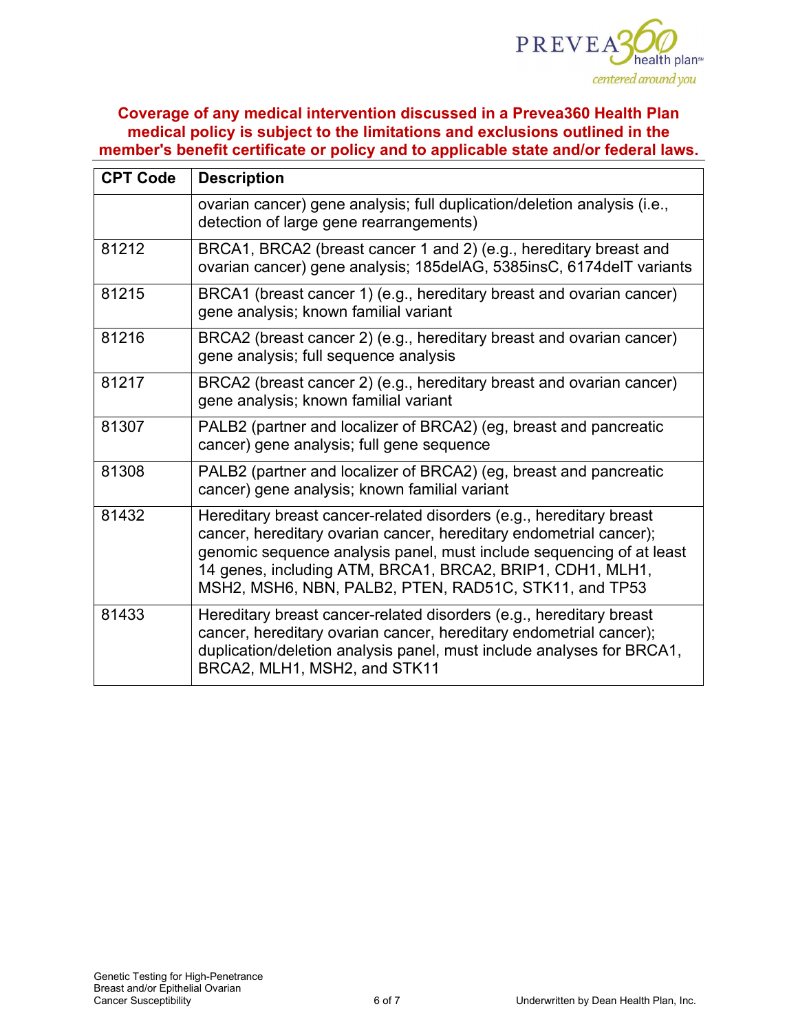**Coverage of any medical intervention discussed in a Prevea360 Health Plan medical policy is subject to the limitations and exclusions outlined in the member's benefit certificate or policy and to applicable state and/or federal laws.**

| CPT Code | Description |
|---|---|
| | ovarian cancer) gene analysis; full duplication/deletion analysis (i.e., detection of large gene rearrangements) |
| 81212 | BRCA1, BRCA2 (breast cancer 1 and 2) (e.g., hereditary breast and ovarian cancer) gene analysis; 185delAG, 5385insC, 6174delT variants |
| 81215 | BRCA1 (breast cancer 1) (e.g., hereditary breast and ovarian cancer) gene analysis; known familial variant |
| 81216 | BRCA2 (breast cancer 2) (e.g., hereditary breast and ovarian cancer) gene analysis; full sequence analysis |
| 81217 | BRCA2 (breast cancer 2) (e.g., hereditary breast and ovarian cancer) gene analysis; known familial variant |
| 81307 | PALB2 (partner and localizer of BRCA2) (eg, breast and pancreatic cancer) gene analysis; full gene sequence |
| 81308 | PALB2 (partner and localizer of BRCA2) (eg, breast and pancreatic cancer) gene analysis; known familial variant |
| 81432 | Hereditary breast cancer-related disorders (e.g., hereditary breast cancer, hereditary ovarian cancer, hereditary endometrial cancer); genomic sequence analysis panel, must include sequencing of at least 14 genes, including ATM, BRCA1, BRCA2, BRIP1, CDH1, MLH1, MSH2, MSH6, NBN, PALB2, PTEN, RAD51C, STK11, and TP53 |
| 81433 | Hereditary breast cancer-related disorders (e.g., hereditary breast cancer, hereditary ovarian cancer, hereditary endometrial cancer); duplication/deletion analysis panel, must include analyses for BRCA1, BRCA2, MLH1, MSH2, and STK11 |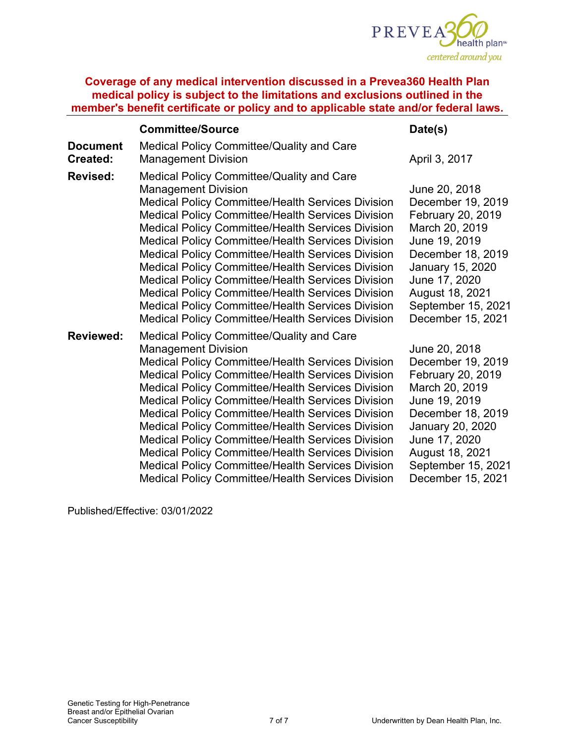**Coverage of any medical intervention discussed in a Prevea360 Health Plan medical policy is subject to the limitations and exclusions outlined in the member's benefit certificate or policy and to applicable state and/or federal laws.**

| | Committee/Source | Date(s) |
|---|---|---|
| **Document Created:** | Medical Policy Committee/Quality and Care Management Division | April 3, 2017 |
| **Revised:** | Medical Policy Committee/Quality and Care Management Division | June 20, 2018 |
| | Medical Policy Committee/Health Services Division | December 19, 2019 |
| | Medical Policy Committee/Health Services Division | February 20, 2019 |
| | Medical Policy Committee/Health Services Division | March 20, 2019 |
| | Medical Policy Committee/Health Services Division | June 19, 2019 |
| | Medical Policy Committee/Health Services Division | December 18, 2019 |
| | Medical Policy Committee/Health Services Division | January 15, 2020 |
| | Medical Policy Committee/Health Services Division | June 17, 2020 |
| | Medical Policy Committee/Health Services Division | August 18, 2021 |
| | Medical Policy Committee/Health Services Division | September 15, 2021 |
| | Medical Policy Committee/Health Services Division | December 15, 2021 |
| **Reviewed:** | Medical Policy Committee/Quality and Care Management Division | June 20, 2018 |
| | Medical Policy Committee/Health Services Division | December 19, 2019 |
| | Medical Policy Committee/Health Services Division | February 20, 2019 |
| | Medical Policy Committee/Health Services Division | March 20, 2019 |
| | Medical Policy Committee/Health Services Division | June 19, 2019 |
| | Medical Policy Committee/Health Services Division | December 18, 2019 |
| | Medical Policy Committee/Health Services Division | January 20, 2020 |
| | Medical Policy Committee/Health Services Division | June 17, 2020 |
| | Medical Policy Committee/Health Services Division | August 18, 2021 |
| | Medical Policy Committee/Health Services Division | September 15, 2021 |
| | Medical Policy Committee/Health Services Division | December 15, 2021 |

Published/Effective: 03/01/2022